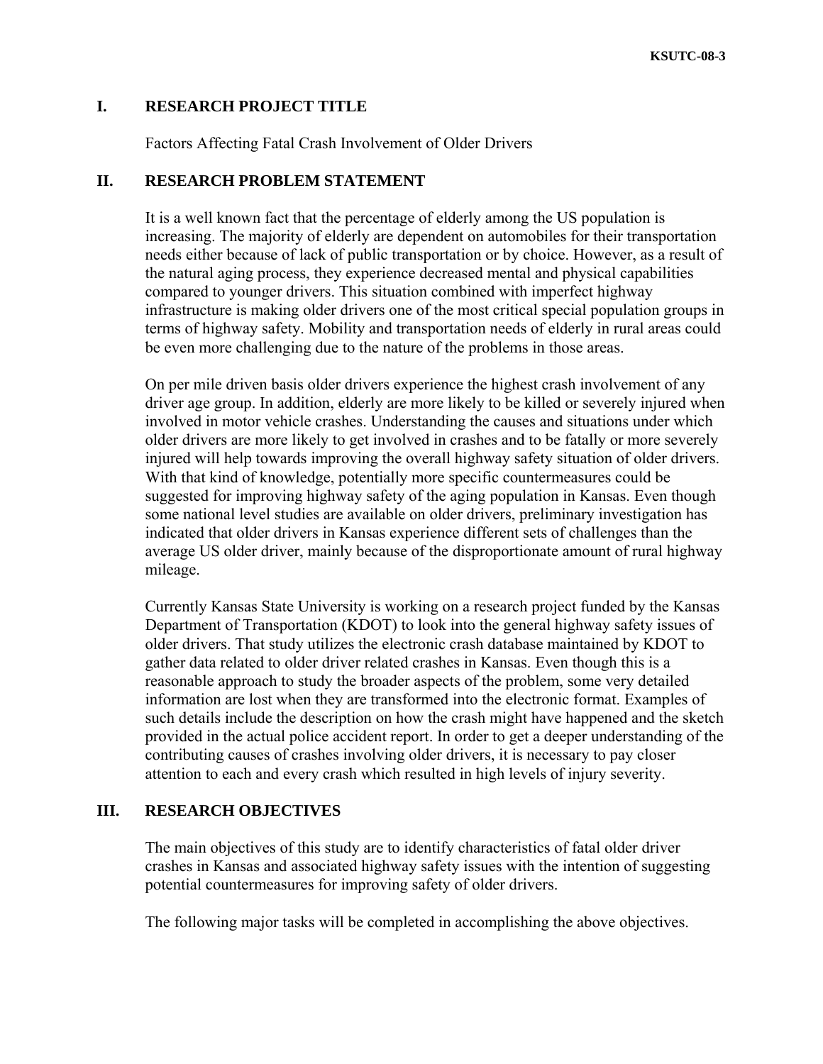KSUTC-08-3

## I. RESEARCH PROJECT TITLE

Factors Affecting Fatal Crash Involvement of Older Drivers

## II. RESEARCH PROBLEM STATEMENT

It is a well known fact that the percentage of elderly among the US population is increasing. The majority of elderly are dependent on automobiles for their transportation needs either because of lack of public transportation or by choice. However, as a result of the natural aging process, they experience decreased mental and physical capabilities compared to younger drivers. This situation combined with imperfect highway infrastructure is making older drivers one of the most critical special population groups in terms of highway safety. Mobility and transportation needs of elderly in rural areas could be even more challenging due to the nature of the problems in those areas.

On per mile driven basis older drivers experience the highest crash involvement of any driver age group. In addition, elderly are more likely to be killed or severely injured when involved in motor vehicle crashes. Understanding the causes and situations under which older drivers are more likely to get involved in crashes and to be fatally or more severely injured will help towards improving the overall highway safety situation of older drivers. With that kind of knowledge, potentially more specific countermeasures could be suggested for improving highway safety of the aging population in Kansas. Even though some national level studies are available on older drivers, preliminary investigation has indicated that older drivers in Kansas experience different sets of challenges than the average US older driver, mainly because of the disproportionate amount of rural highway mileage.

Currently Kansas State University is working on a research project funded by the Kansas Department of Transportation (KDOT) to look into the general highway safety issues of older drivers. That study utilizes the electronic crash database maintained by KDOT to gather data related to older driver related crashes in Kansas. Even though this is a reasonable approach to study the broader aspects of the problem, some very detailed information are lost when they are transformed into the electronic format. Examples of such details include the description on how the crash might have happened and the sketch provided in the actual police accident report. In order to get a deeper understanding of the contributing causes of crashes involving older drivers, it is necessary to pay closer attention to each and every crash which resulted in high levels of injury severity.

## III. RESEARCH OBJECTIVES

The main objectives of this study are to identify characteristics of fatal older driver crashes in Kansas and associated highway safety issues with the intention of suggesting potential countermeasures for improving safety of older drivers.

The following major tasks will be completed in accomplishing the above objectives.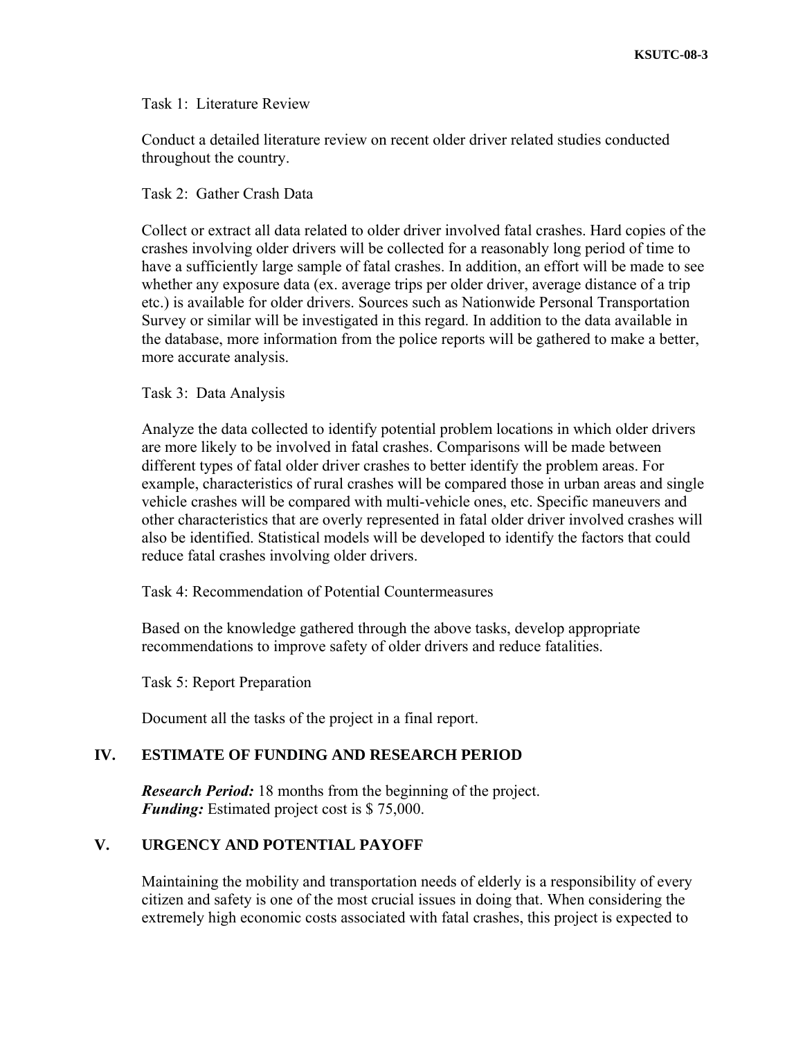Task 1: Literature Review

Conduct a detailed literature review on recent older driver related studies conducted throughout the country.

Task 2: Gather Crash Data

Collect or extract all data related to older driver involved fatal crashes. Hard copies of the crashes involving older drivers will be collected for a reasonably long period of time to have a sufficiently large sample of fatal crashes. In addition, an effort will be made to see whether any exposure data (ex. average trips per older driver, average distance of a trip etc.) is available for older drivers. Sources such as Nationwide Personal Transportation Survey or similar will be investigated in this regard. In addition to the data available in the database, more information from the police reports will be gathered to make a better, more accurate analysis.

Task 3: Data Analysis

Analyze the data collected to identify potential problem locations in which older drivers are more likely to be involved in fatal crashes. Comparisons will be made between different types of fatal older driver crashes to better identify the problem areas. For example, characteristics of rural crashes will be compared those in urban areas and single vehicle crashes will be compared with multi-vehicle ones, etc. Specific maneuvers and other characteristics that are overly represented in fatal older driver involved crashes will also be identified. Statistical models will be developed to identify the factors that could reduce fatal crashes involving older drivers.

Task 4: Recommendation of Potential Countermeasures

Based on the knowledge gathered through the above tasks, develop appropriate recommendations to improve safety of older drivers and reduce fatalities.

Task 5: Report Preparation

Document all the tasks of the project in a final report.

## IV. ESTIMATE OF FUNDING AND RESEARCH PERIOD

***Research Period:*** 18 months from the beginning of the project.
***Funding:*** Estimated project cost is $ 75,000.

## V. URGENCY AND POTENTIAL PAYOFF

Maintaining the mobility and transportation needs of elderly is a responsibility of every citizen and safety is one of the most crucial issues in doing that. When considering the extremely high economic costs associated with fatal crashes, this project is expected to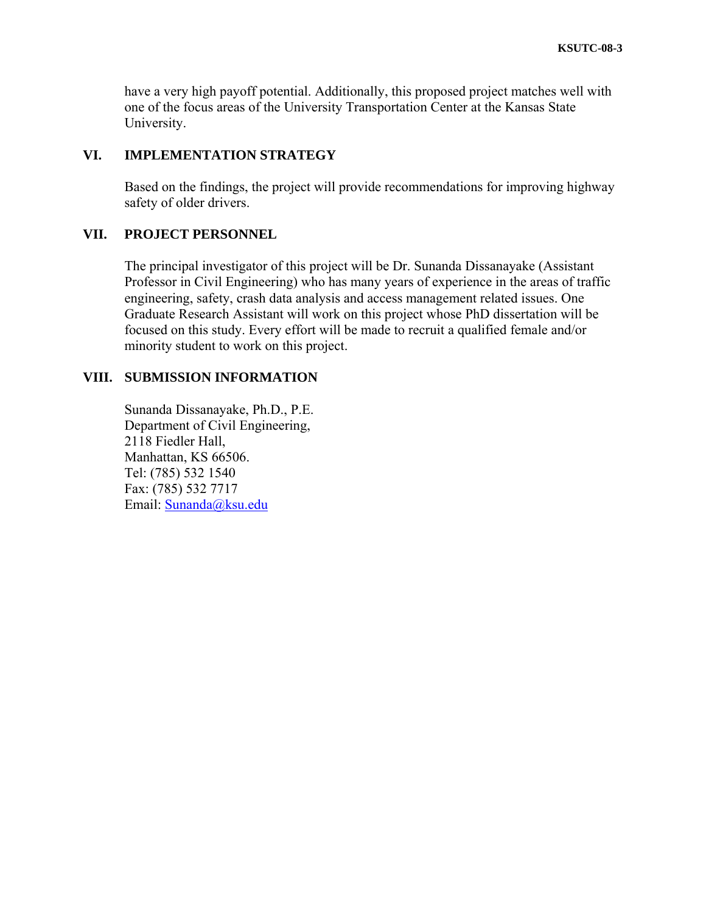have a very high payoff potential. Additionally, this proposed project matches well with one of the focus areas of the University Transportation Center at the Kansas State University.

## VI. IMPLEMENTATION STRATEGY

Based on the findings, the project will provide recommendations for improving highway safety of older drivers.

## VII. PROJECT PERSONNEL

The principal investigator of this project will be Dr. Sunanda Dissanayake (Assistant Professor in Civil Engineering) who has many years of experience in the areas of traffic engineering, safety, crash data analysis and access management related issues. One Graduate Research Assistant will work on this project whose PhD dissertation will be focused on this study. Every effort will be made to recruit a qualified female and/or minority student to work on this project.

## VIII. SUBMISSION INFORMATION

Sunanda Dissanayake, Ph.D., P.E.
Department of Civil Engineering,
2118 Fiedler Hall,
Manhattan, KS 66506.
Tel: (785) 532 1540
Fax: (785) 532 7717
Email: Sunanda@ksu.edu